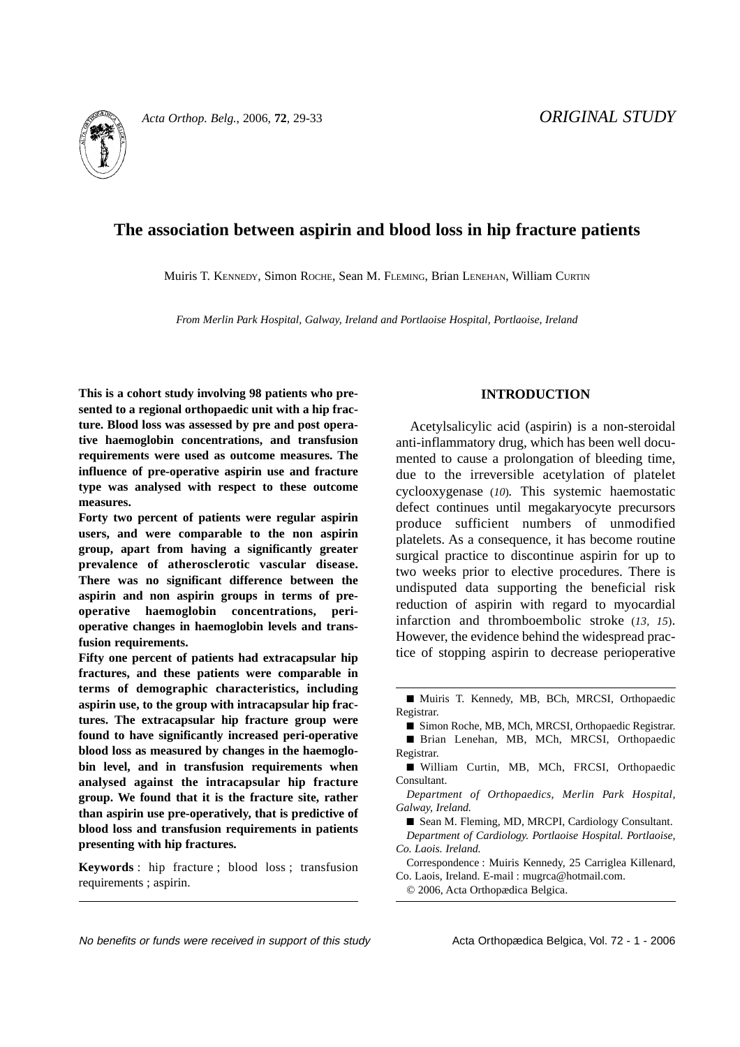ORIGINAL STUDY

# The association between aspirin and blood loss in hip fracture patients

Muiris T. KENNEDY, Simon ROCHE, Sean M. FLEMING, Brian LENEHAN, William CURTIN

*From Merlin Park Hospital, Galway, Ireland and Portlaoise Hospital, Portlaoise, Ireland*

**This is a cohort study involving 98 patients who presented to a regional orthopaedic unit with a hip fracture. Blood loss was assessed by pre and post operative haemoglobin concentrations, and transfusion requirements were used as outcome measures. The influence of pre-operative aspirin use and fracture type was analysed with respect to these outcome measures.**

**Forty two percent of patients were regular aspirin users, and were comparable to the non aspirin group, apart from having a significantly greater prevalence of atherosclerotic vascular disease. There was no significant difference between the aspirin and non aspirin groups in terms of pre-operative haemoglobin concentrations, peri-operative changes in haemoglobin levels and transfusion requirements.**

**Fifty one percent of patients had extracapsular hip fractures, and these patients were comparable in terms of demographic characteristics, including aspirin use, to the group with intracapsular hip fractures. The extracapsular hip fracture group were found to have significantly increased peri-operative blood loss as measured by changes in the haemoglobin level, and in transfusion requirements when analysed against the intracapsular hip fracture group. We found that it is the fracture site, rather than aspirin use pre-operatively, that is predictive of blood loss and transfusion requirements in patients presenting with hip fractures.**

**Keywords** : hip fracture ; blood loss ; transfusion requirements ; aspirin.

## INTRODUCTION

Acetylsalicylic acid (aspirin) is a non-steroidal anti-inflammatory drug, which has been well documented to cause a prolongation of bleeding time, due to the irreversible acetylation of platelet cyclooxygenase (*10*). This systemic haemostatic defect continues until megakaryocyte precursors produce sufficient numbers of unmodified platelets. As a consequence, it has become routine surgical practice to discontinue aspirin for up to two weeks prior to elective procedures. There is undisputed data supporting the beneficial risk reduction of aspirin with regard to myocardial infarction and thromboembolic stroke (*13, 15*). However, the evidence behind the widespread practice of stopping aspirin to decrease perioperative

■ Muiris T. Kennedy, MB, BCh, MRCSI, Orthopaedic Registrar.

■ Simon Roche, MB, MCh, MRCSI, Orthopaedic Registrar.

■ Brian Lenehan, MB, MCh, MRCSI, Orthopaedic Registrar.

■ William Curtin, MB, MCh, FRCSI, Orthopaedic Consultant.

*Department of Orthopaedics, Merlin Park Hospital, Galway, Ireland.*

■ Sean M. Fleming, MD, MRCPI, Cardiology Consultant.

*Department of Cardiology. Portlaoise Hospital. Portlaoise, Co. Laois. Ireland.*

Correspondence : Muiris Kennedy, 25 Carriglea Killenard, Co. Laois, Ireland. E-mail : mugrca@hotmail.com.

© 2006, Acta Orthopædica Belgica.

*No benefits or funds were received in support of this study*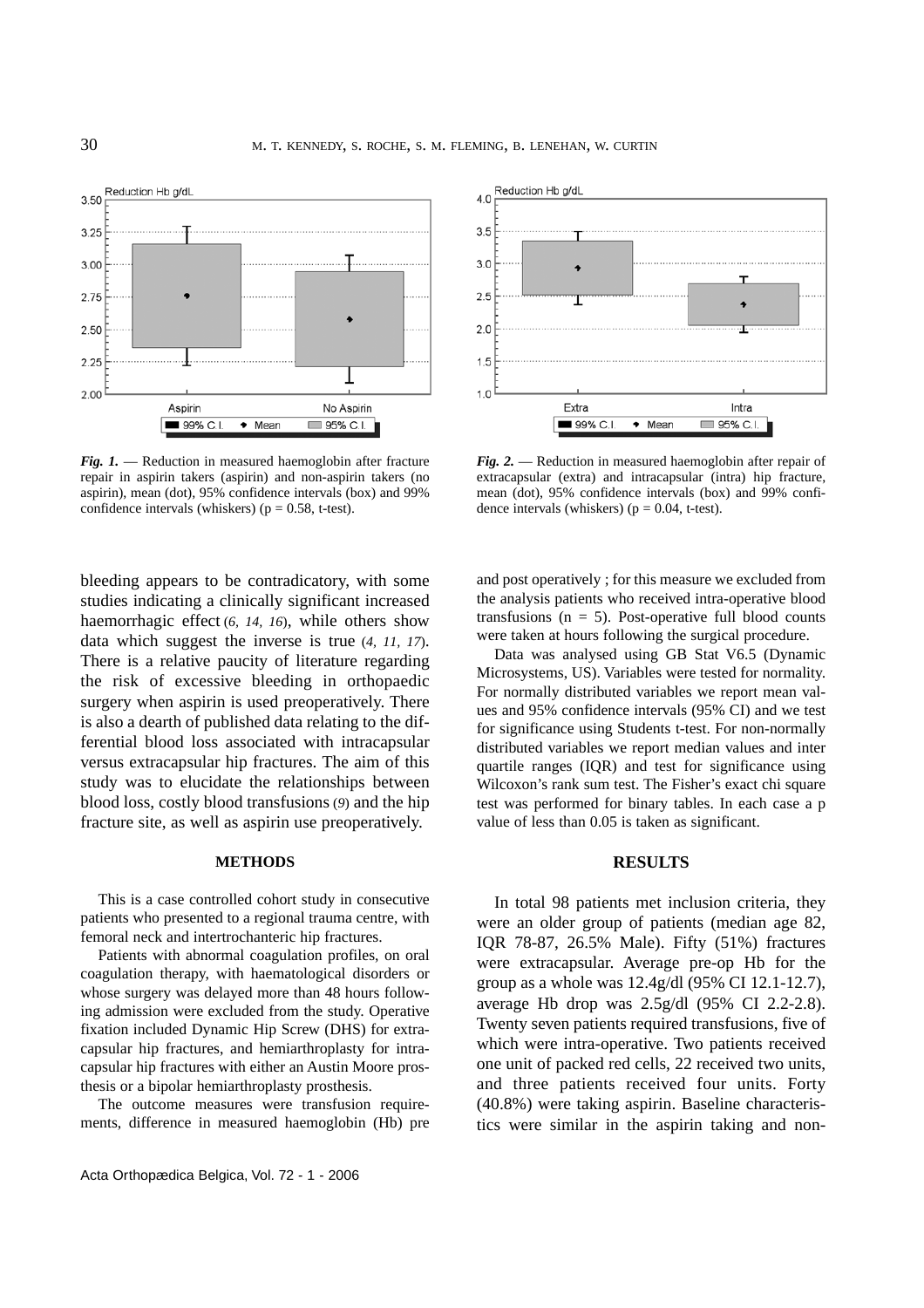*Fig. 1.* — Reduction in measured haemoglobin after fracture repair in aspirin takers (aspirin) and non-aspirin takers (no aspirin), mean (dot), 95% confidence intervals (box) and 99% confidence intervals (whiskers) ($p = 0.58$, t-test).

*Fig. 2.* — Reduction in measured haemoglobin after repair of extracapsular (extra) and intracapsular (intra) hip fracture, mean (dot), 95% confidence intervals (box) and 99% confidence intervals (whiskers) ($p = 0.04$, t-test).

bleeding appears to be contradicatory, with some studies indicating a clinically significant increased haemorrhagic effect (*6, 14, 16*), while others show data which suggest the inverse is true (*4, 11, 17*). There is a relative paucity of literature regarding the risk of excessive bleeding in orthopaedic surgery when aspirin is used preoperatively. There is also a dearth of published data relating to the differential blood loss associated with intracapsular versus extracapsular hip fractures. The aim of this study was to elucidate the relationships between blood loss, costly blood transfusions (*9*) and the hip fracture site, as well as aspirin use preoperatively.

## METHODS

This is a case controlled cohort study in consecutive patients who presented to a regional trauma centre, with femoral neck and intertrochanteric hip fractures.

Patients with abnormal coagulation profiles, on oral coagulation therapy, with haematological disorders or whose surgery was delayed more than 48 hours following admission were excluded from the study. Operative fixation included Dynamic Hip Screw (DHS) for extracapsular hip fractures, and hemiarthroplasty for intracapsular hip fractures with either an Austin Moore prosthesis or a bipolar hemiarthroplasty prosthesis.

The outcome measures were transfusion requirements, difference in measured haemoglobin (Hb) pre and post operatively ; for this measure we excluded from the analysis patients who received intra-operative blood transfusions ($n = 5$). Post-operative full blood counts were taken at hours following the surgical procedure.

Data was analysed using GB Stat V6.5 (Dynamic Microsystems, US). Variables were tested for normality. For normally distributed variables we report mean values and 95% confidence intervals (95% CI) and we test for significance using Students t-test. For non-normally distributed variables we report median values and inter quartile ranges (IQR) and test for significance using Wilcoxon's rank sum test. The Fisher's exact chi square test was performed for binary tables. In each case a p value of less than 0.05 is taken as significant.

## RESULTS

In total 98 patients met inclusion criteria, they were an older group of patients (median age 82, IQR 78-87, 26.5% Male). Fifty (51%) fractures were extracapsular. Average pre-op Hb for the group as a whole was 12.4g/dl (95% CI 12.1-12.7), average Hb drop was 2.5g/dl (95% CI 2.2-2.8). Twenty seven patients required transfusions, five of which were intra-operative. Two patients received one unit of packed red cells, 22 received two units, and three patients received four units. Forty (40.8%) were taking aspirin. Baseline characteristics were similar in the aspirin taking and non-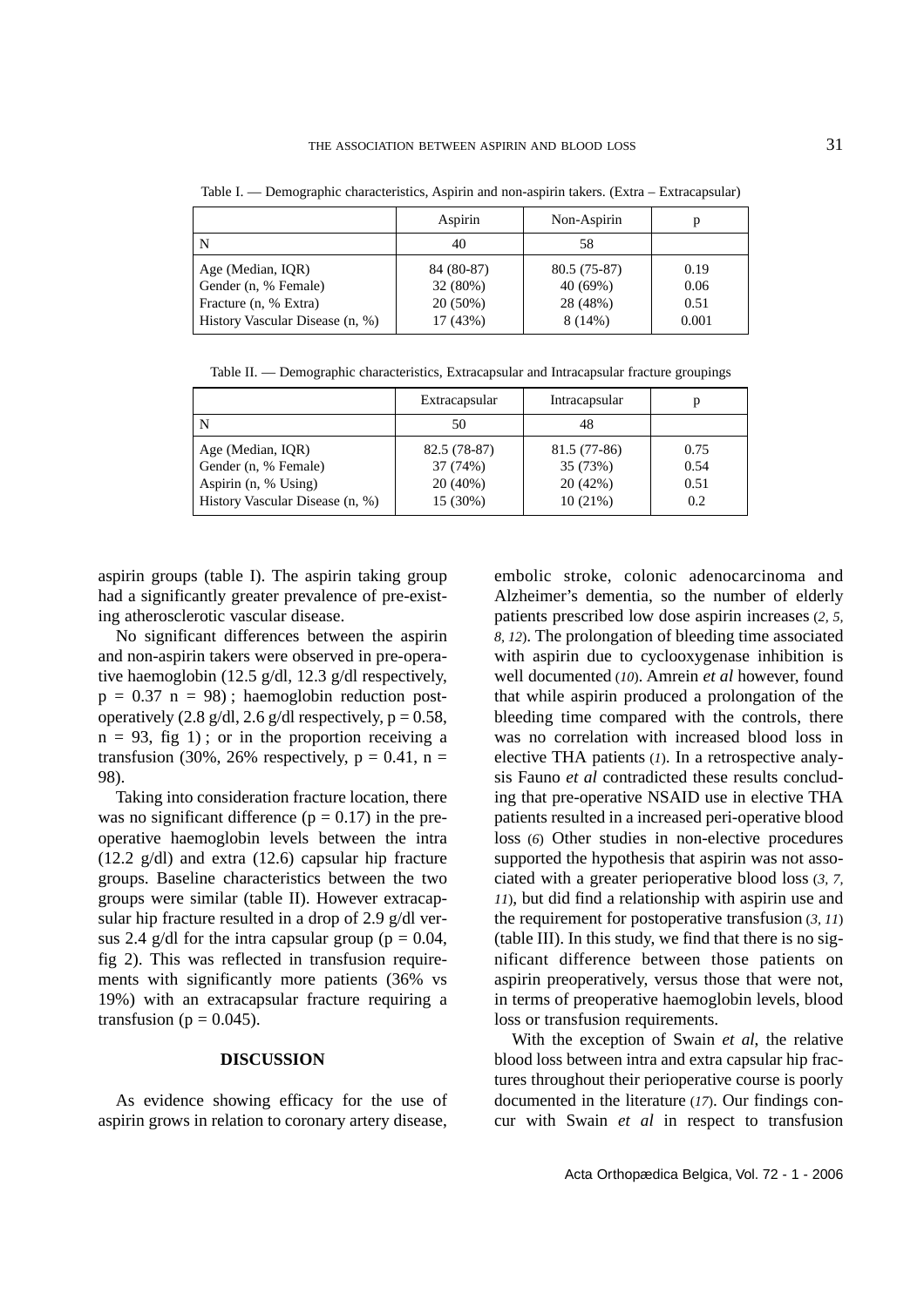Table I. — Demographic characteristics, Aspirin and non-aspirin takers. (Extra – Extracapsular)

| | Aspirin | Non-Aspirin | p |
|---|---|---|---|
| N | 40 | 58 | |
| Age (Median, IQR) | 84 (80-87) | 80.5 (75-87) | 0.19 |
| Gender (n, % Female) | 32 (80%) | 40 (69%) | 0.06 |
| Fracture (n, % Extra) | 20 (50%) | 28 (48%) | 0.51 |
| History Vascular Disease (n, %) | 17 (43%) | 8 (14%) | 0.001 |

Table II. — Demographic characteristics, Extracapsular and Intracapsular fracture groupings

| | Extracapsular | Intracapsular | p |
|---|---|---|---|
| N | 50 | 48 | |
| Age (Median, IQR) | 82.5 (78-87) | 81.5 (77-86) | 0.75 |
| Gender (n, % Female) | 37 (74%) | 35 (73%) | 0.54 |
| Aspirin (n, % Using) | 20 (40%) | 20 (42%) | 0.51 |
| History Vascular Disease (n, %) | 15 (30%) | 10 (21%) | 0.2 |

aspirin groups (table I). The aspirin taking group had a significantly greater prevalence of pre-existing atherosclerotic vascular disease.

No significant differences between the aspirin and non-aspirin takers were observed in pre-operative haemoglobin (12.5 g/dl, 12.3 g/dl respectively, $p = 0.37$ $n = 98$) ; haemoglobin reduction post-operatively (2.8 g/dl, 2.6 g/dl respectively, $p = 0.58$, $n = 93$, fig 1) ; or in the proportion receiving a transfusion (30%, 26% respectively, $p = 0.41$, $n = 98$).

Taking into consideration fracture location, there was no significant difference ($p = 0.17$) in the pre-operative haemoglobin levels between the intra (12.2 g/dl) and extra (12.6) capsular hip fracture groups. Baseline characteristics between the two groups were similar (table II). However extracapsular hip fracture resulted in a drop of 2.9 g/dl versus 2.4 g/dl for the intra capsular group ($p = 0.04$, fig 2). This was reflected in transfusion requirements with significantly more patients (36% vs 19%) with an extracapsular fracture requiring a transfusion ($p = 0.045$).

## DISCUSSION

As evidence showing efficacy for the use of aspirin grows in relation to coronary artery disease, embolic stroke, colonic adenocarcinoma and Alzheimer's dementia, so the number of elderly patients prescribed low dose aspirin increases (*2, 5, 8, 12*). The prolongation of bleeding time associated with aspirin due to cyclooxygenase inhibition is well documented (*10*). Amrein *et al* however, found that while aspirin produced a prolongation of the bleeding time compared with the controls, there was no correlation with increased blood loss in elective THA patients (*1*). In a retrospective analysis Fauno *et al* contradicted these results concluding that pre-operative NSAID use in elective THA patients resulted in a increased peri-operative blood loss (*6*) Other studies in non-elective procedures supported the hypothesis that aspirin was not associated with a greater perioperative blood loss (*3, 7, 11*), but did find a relationship with aspirin use and the requirement for postoperative transfusion (*3, 11*) (table III). In this study, we find that there is no significant difference between those patients on aspirin preoperatively, versus those that were not, in terms of preoperative haemoglobin levels, blood loss or transfusion requirements.

With the exception of Swain *et al*, the relative blood loss between intra and extra capsular hip fractures throughout their perioperative course is poorly documented in the literature (*17*). Our findings concur with Swain *et al* in respect to transfusion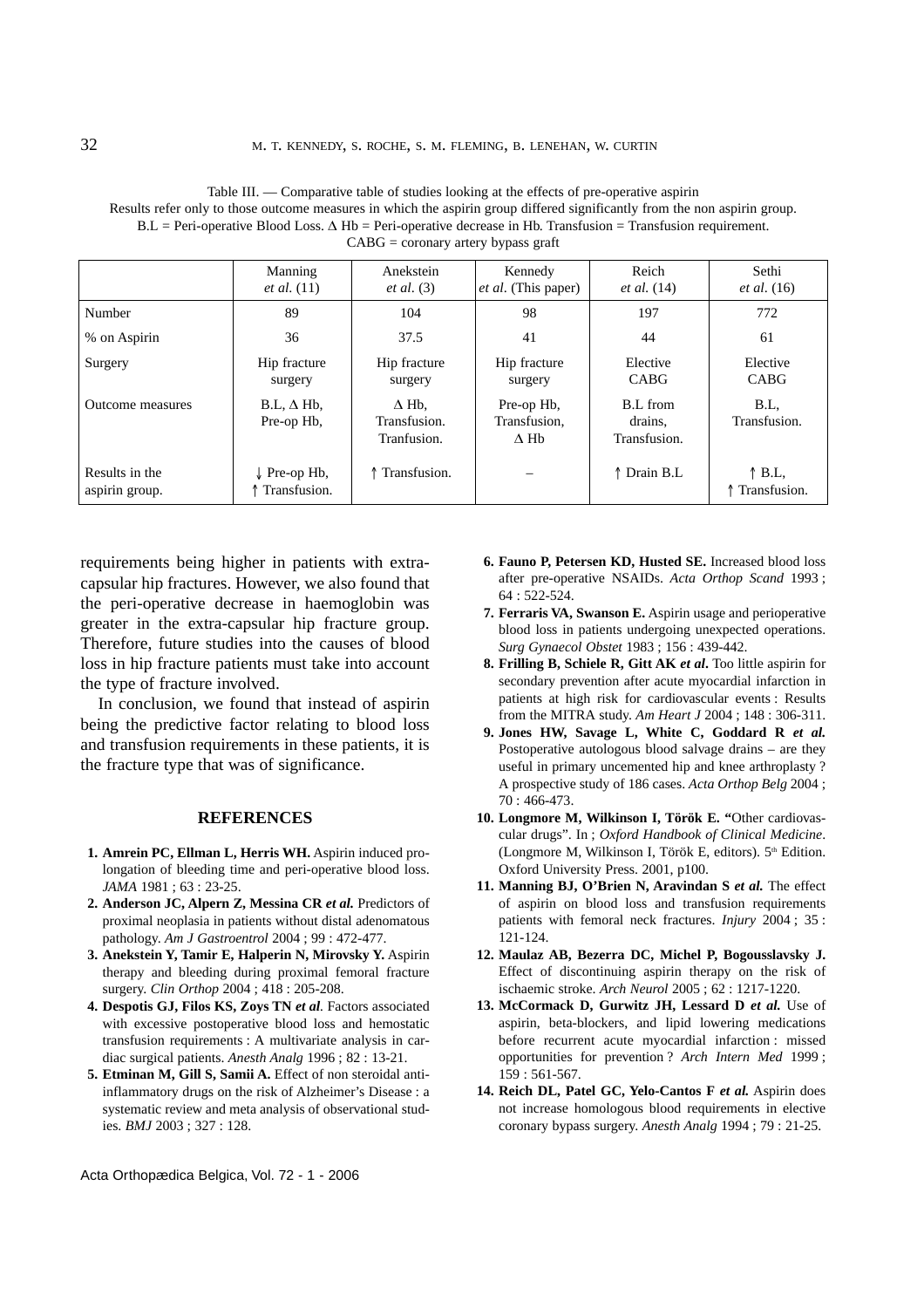Table III. — Comparative table of studies looking at the effects of pre-operative aspirin
Results refer only to those outcome measures in which the aspirin group differed significantly from the non aspirin group.
B.L = Peri-operative Blood Loss. Δ Hb = Peri-operative decrease in Hb. Transfusion = Transfusion requirement.
CABG = coronary artery bypass graft

| | Manning *et al.* (11) | Anekstein *et al.* (3) | Kennedy *et al.* (This paper) | Reich *et al.* (14) | Sethi *et al.* (16) |
|---|---|---|---|---|---|
| Number | 89 | 104 | 98 | 197 | 772 |
| % on Aspirin | 36 | 37.5 | 41 | 44 | 61 |
| Surgery | Hip fracture surgery | Hip fracture surgery | Hip fracture surgery | Elective CABG | Elective CABG |
| Outcome measures | B.L, Δ Hb, Pre-op Hb, | Δ Hb, Transfusion. Tranfusion. | Pre-op Hb, Transfusion, Δ Hb | B.L from drains, Transfusion. | B.L, Transfusion. |
| Results in the aspirin group. | ↓ Pre-op Hb, ↑ Transfusion. | ↑ Transfusion. | – | ↑ Drain B.L | ↑ B.L, ↑ Transfusion. |

requirements being higher in patients with extra-capsular hip fractures. However, we also found that the peri-operative decrease in haemoglobin was greater in the extra-capsular hip fracture group. Therefore, future studies into the causes of blood loss in hip fracture patients must take into account the type of fracture involved.

In conclusion, we found that instead of aspirin being the predictive factor relating to blood loss and transfusion requirements in these patients, it is the fracture type that was of significance.

## REFERENCES

1. **Amrein PC, Ellman L, Herris WH.** Aspirin induced prolongation of bleeding time and peri-operative blood loss. *JAMA* 1981 ; 63 : 23-25.
2. **Anderson JC, Alpern Z, Messina CR *et al.*** Predictors of proximal neoplasia in patients without distal adenomatous pathology. *Am J Gastroentrol* 2004 ; 99 : 472-477.
3. **Anekstein Y, Tamir E, Halperin N, Mirovsky Y.** Aspirin therapy and bleeding during proximal femoral fracture surgery. *Clin Orthop* 2004 ; 418 : 205-208.
4. **Despotis GJ, Filos KS, Zoys TN *et al*.** Factors associated with excessive postoperative blood loss and hemostatic transfusion requirements : A multivariate analysis in cardiac surgical patients. *Anesth Analg* 1996 ; 82 : 13-21.
5. **Etminan M, Gill S, Samii A.** Effect of non steroidal anti-inflammatory drugs on the risk of Alzheimer's Disease : a systematic review and meta analysis of observational studies. *BMJ* 2003 ; 327 : 128.
6. **Fauno P, Petersen KD, Husted SE.** Increased blood loss after pre-operative NSAIDs. *Acta Orthop Scand* 1993 ; 64 : 522-524.
7. **Ferraris VA, Swanson E.** Aspirin usage and perioperative blood loss in patients undergoing unexpected operations. *Surg Gynaecol Obstet* 1983 ; 156 : 439-442.
8. **Frilling B, Schiele R, Gitt AK *et al*.** Too little aspirin for secondary prevention after acute myocardial infarction in patients at high risk for cardiovascular events : Results from the MITRA study. *Am Heart J* 2004 ; 148 : 306-311.
9. **Jones HW, Savage L, White C, Goddard R *et al.*** Postoperative autologous blood salvage drains – are they useful in primary uncemented hip and knee arthroplasty ? A prospective study of 186 cases. *Acta Orthop Belg* 2004 ; 70 : 466-473.
10. **Longmore M, Wilkinson I, Török E.** "Other cardiovascular drugs". In ; *Oxford Handbook of Clinical Medicine*. (Longmore M, Wilkinson I, Török E, editors). 5th Edition. Oxford University Press. 2001, p100.
11. **Manning BJ, O'Brien N, Aravindan S *et al.*** The effect of aspirin on blood loss and transfusion requirements patients with femoral neck fractures. *Injury* 2004 ; 35 : 121-124.
12. **Maulaz AB, Bezerra DC, Michel P, Bogousslavsky J.** Effect of discontinuing aspirin therapy on the risk of ischaemic stroke. *Arch Neurol* 2005 ; 62 : 1217-1220.
13. **McCormack D, Gurwitz JH, Lessard D *et al.*** Use of aspirin, beta-blockers, and lipid lowering medications before recurrent acute myocardial infarction : missed opportunities for prevention ? *Arch Intern Med* 1999 ; 159 : 561-567.
14. **Reich DL, Patel GC, Yelo-Cantos F *et al.*** Aspirin does not increase homologous blood requirements in elective coronary bypass surgery. *Anesth Analg* 1994 ; 79 : 21-25.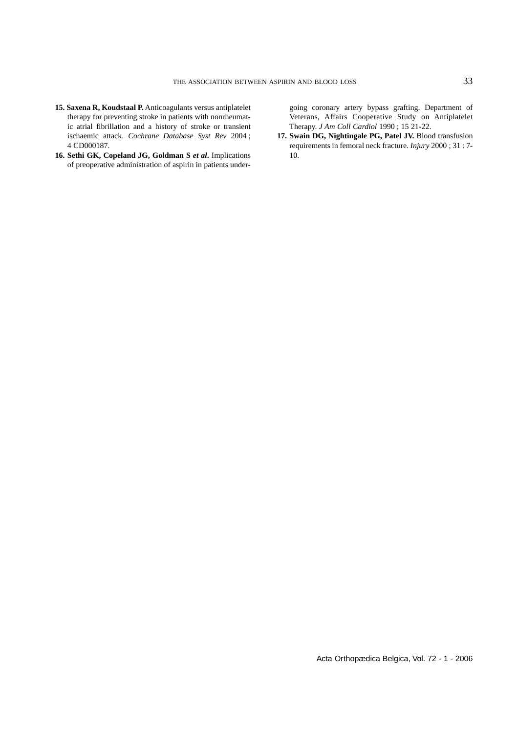**15. Saxena R, Koudstaal P.** Anticoagulants versus antiplatelet therapy for preventing stroke in patients with nonrheumatic atrial fibrillation and a history of stroke or transient ischaemic attack. *Cochrane Database Syst Rev* 2004 ; 4 CD000187.

**16. Sethi GK, Copeland JG, Goldman S *et al*.** Implications of preoperative administration of aspirin in patients undergoing coronary artery bypass grafting. Department of Veterans, Affairs Cooperative Study on Antiplatelet Therapy. *J Am Coll Cardiol* 1990 ; 15 21-22.

**17. Swain DG, Nightingale PG, Patel JV.** Blood transfusion requirements in femoral neck fracture. *Injury* 2000 ; 31 : 7-10.